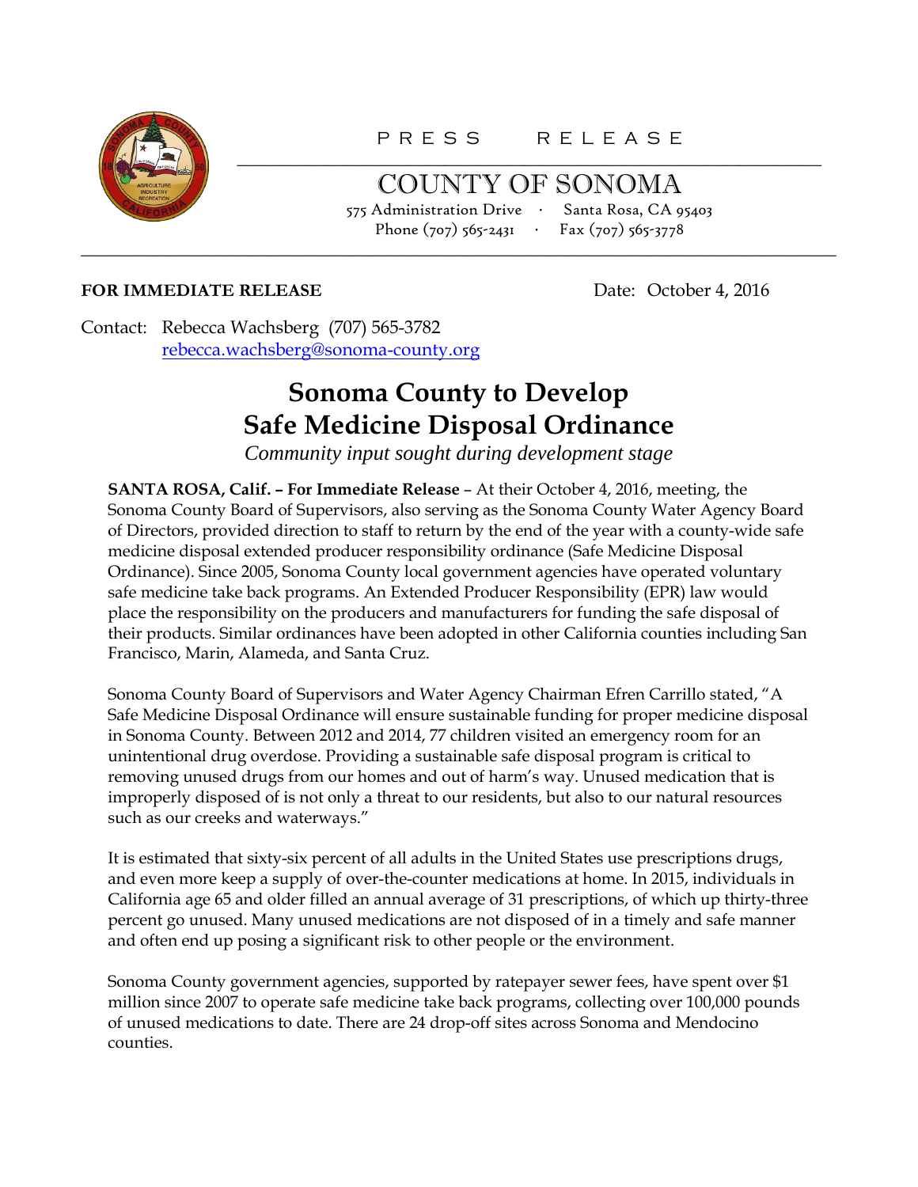PRESS RELEASE

# COUNTY OF SONOMA

575 Administration Drive · Santa Rosa, CA 95403
Phone (707) 565-2431 · Fax (707) 565-3778

**FOR IMMEDIATE RELEASE** Date: October 4, 2016

Contact: Rebecca Wachsberg (707) 565-3782
rebecca.wachsberg@sonoma-county.org

# Sonoma County to Develop Safe Medicine Disposal Ordinance

*Community input sought during development stage*

**SANTA ROSA, Calif. – For Immediate Release** – At their October 4, 2016, meeting, the Sonoma County Board of Supervisors, also serving as the Sonoma County Water Agency Board of Directors, provided direction to staff to return by the end of the year with a county-wide safe medicine disposal extended producer responsibility ordinance (Safe Medicine Disposal Ordinance). Since 2005, Sonoma County local government agencies have operated voluntary safe medicine take back programs. An Extended Producer Responsibility (EPR) law would place the responsibility on the producers and manufacturers for funding the safe disposal of their products. Similar ordinances have been adopted in other California counties including San Francisco, Marin, Alameda, and Santa Cruz.

Sonoma County Board of Supervisors and Water Agency Chairman Efren Carrillo stated, "A Safe Medicine Disposal Ordinance will ensure sustainable funding for proper medicine disposal in Sonoma County. Between 2012 and 2014, 77 children visited an emergency room for an unintentional drug overdose. Providing a sustainable safe disposal program is critical to removing unused drugs from our homes and out of harm's way. Unused medication that is improperly disposed of is not only a threat to our residents, but also to our natural resources such as our creeks and waterways."

It is estimated that sixty-six percent of all adults in the United States use prescriptions drugs, and even more keep a supply of over-the-counter medications at home. In 2015, individuals in California age 65 and older filled an annual average of 31 prescriptions, of which up thirty-three percent go unused. Many unused medications are not disposed of in a timely and safe manner and often end up posing a significant risk to other people or the environment.

Sonoma County government agencies, supported by ratepayer sewer fees, have spent over $1 million since 2007 to operate safe medicine take back programs, collecting over 100,000 pounds of unused medications to date. There are 24 drop-off sites across Sonoma and Mendocino counties.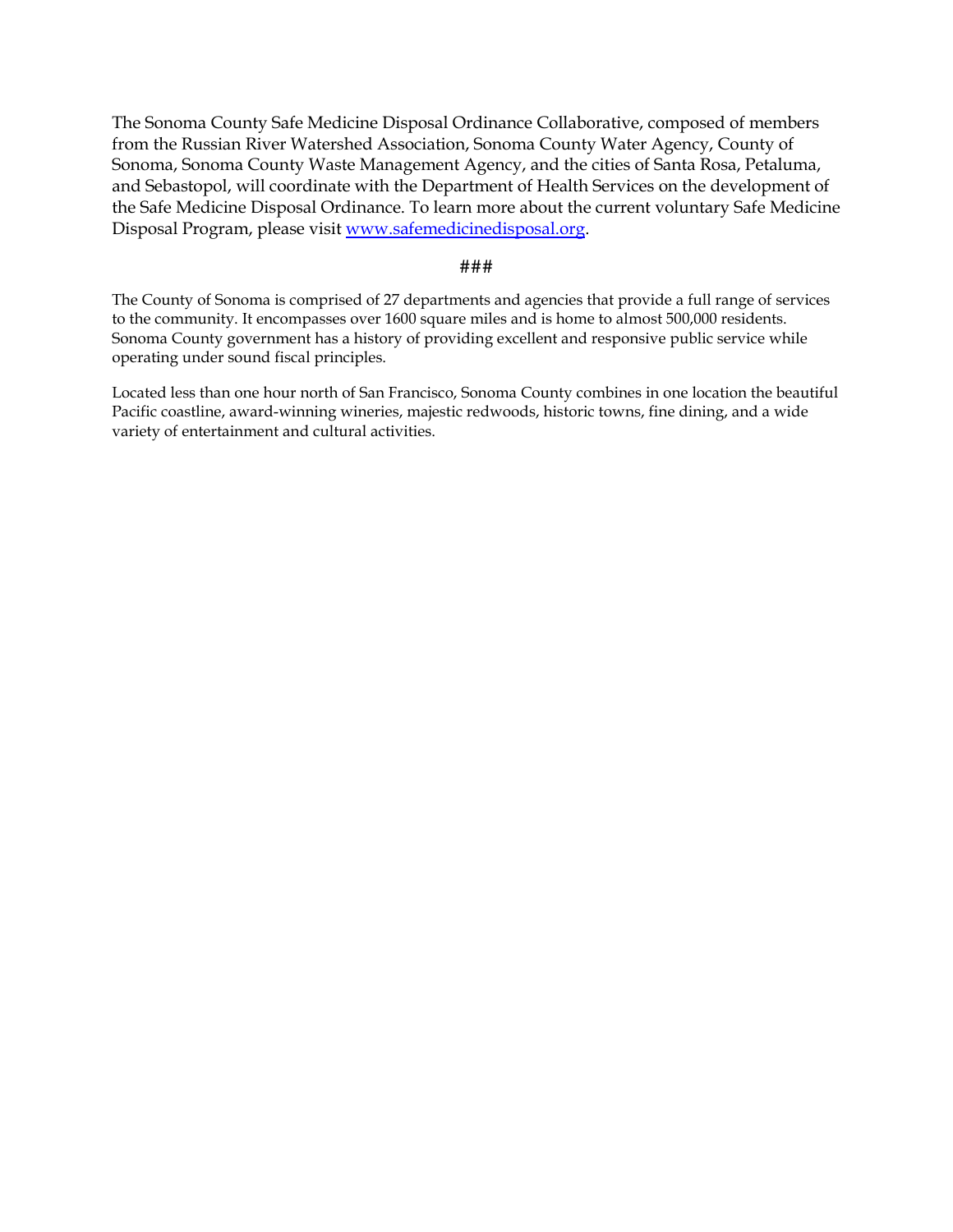The Sonoma County Safe Medicine Disposal Ordinance Collaborative, composed of members from the Russian River Watershed Association, Sonoma County Water Agency, County of Sonoma, Sonoma County Waste Management Agency, and the cities of Santa Rosa, Petaluma, and Sebastopol, will coordinate with the Department of Health Services on the development of the Safe Medicine Disposal Ordinance. To learn more about the current voluntary Safe Medicine Disposal Program, please visit [www.safemedicinedisposal.org](http://www.safemedicinedisposal.org).

###

The County of Sonoma is comprised of 27 departments and agencies that provide a full range of services to the community. It encompasses over 1600 square miles and is home to almost 500,000 residents. Sonoma County government has a history of providing excellent and responsive public service while operating under sound fiscal principles.

Located less than one hour north of San Francisco, Sonoma County combines in one location the beautiful Pacific coastline, award-winning wineries, majestic redwoods, historic towns, fine dining, and a wide variety of entertainment and cultural activities.